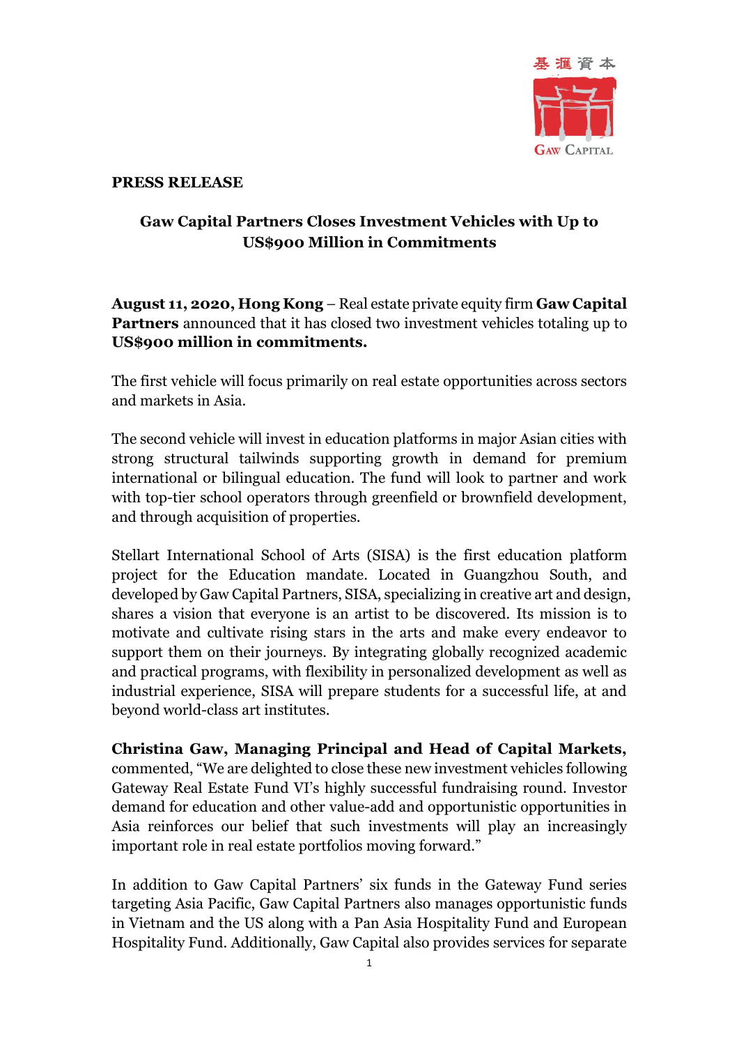**PRESS RELEASE**

## Gaw Capital Partners Closes Investment Vehicles with Up to US$900 Million in Commitments

**August 11, 2020, Hong Kong** – Real estate private equity firm **Gaw Capital Partners** announced that it has closed two investment vehicles totaling up to **US$900 million in commitments.**

The first vehicle will focus primarily on real estate opportunities across sectors and markets in Asia.

The second vehicle will invest in education platforms in major Asian cities with strong structural tailwinds supporting growth in demand for premium international or bilingual education. The fund will look to partner and work with top-tier school operators through greenfield or brownfield development, and through acquisition of properties.

Stellart International School of Arts (SISA) is the first education platform project for the Education mandate. Located in Guangzhou South, and developed by Gaw Capital Partners, SISA, specializing in creative art and design, shares a vision that everyone is an artist to be discovered. Its mission is to motivate and cultivate rising stars in the arts and make every endeavor to support them on their journeys. By integrating globally recognized academic and practical programs, with flexibility in personalized development as well as industrial experience, SISA will prepare students for a successful life, at and beyond world-class art institutes.

**Christina Gaw, Managing Principal and Head of Capital Markets,** commented, "We are delighted to close these new investment vehicles following Gateway Real Estate Fund VI's highly successful fundraising round. Investor demand for education and other value-add and opportunistic opportunities in Asia reinforces our belief that such investments will play an increasingly important role in real estate portfolios moving forward."

In addition to Gaw Capital Partners' six funds in the Gateway Fund series targeting Asia Pacific, Gaw Capital Partners also manages opportunistic funds in Vietnam and the US along with a Pan Asia Hospitality Fund and European Hospitality Fund. Additionally, Gaw Capital also provides services for separate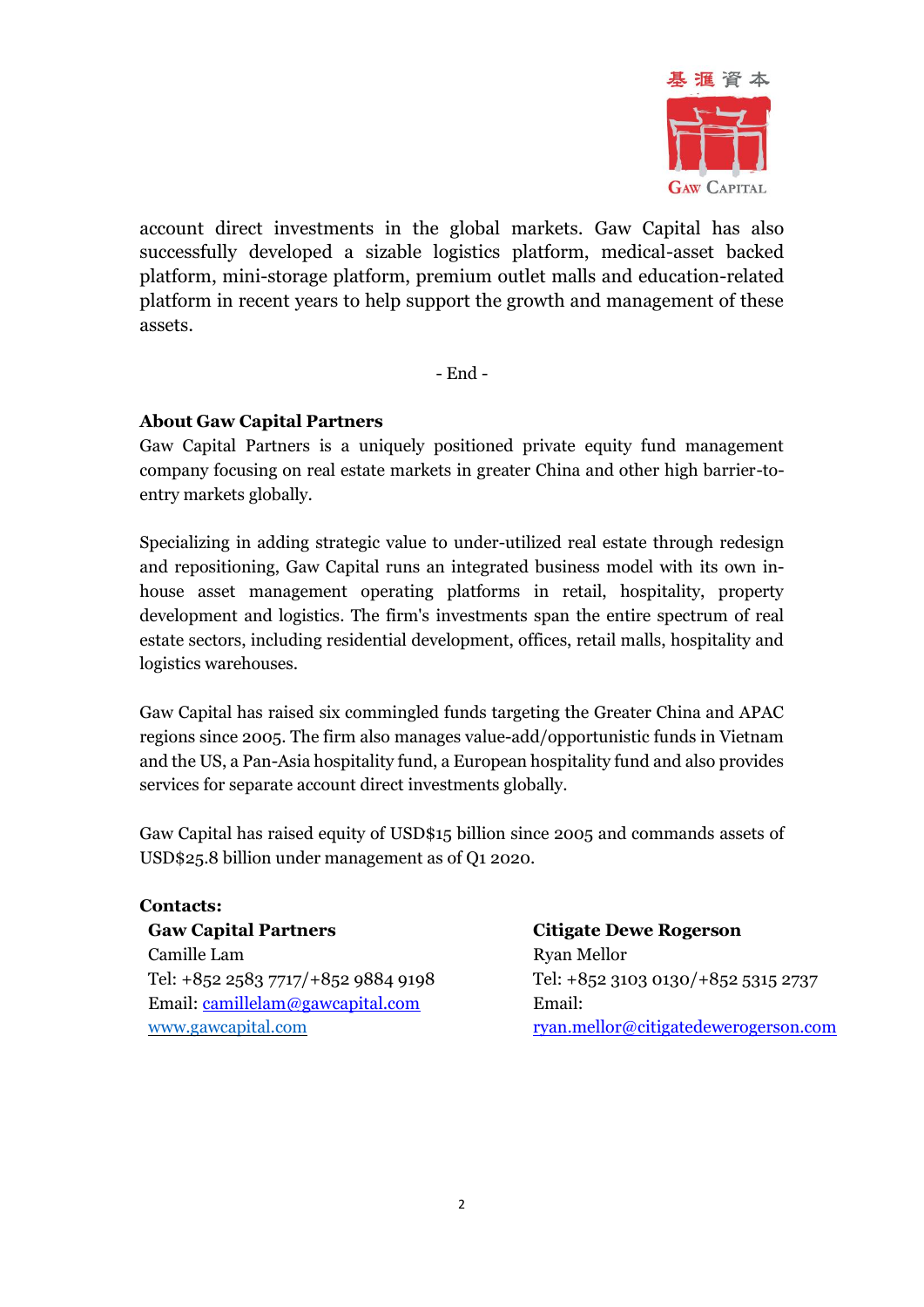account direct investments in the global markets. Gaw Capital has also successfully developed a sizable logistics platform, medical-asset backed platform, mini-storage platform, premium outlet malls and education-related platform in recent years to help support the growth and management of these assets.

- End -

**About Gaw Capital Partners**

Gaw Capital Partners is a uniquely positioned private equity fund management company focusing on real estate markets in greater China and other high barrier-to-entry markets globally.

Specializing in adding strategic value to under-utilized real estate through redesign and repositioning, Gaw Capital runs an integrated business model with its own in-house asset management operating platforms in retail, hospitality, property development and logistics. The firm's investments span the entire spectrum of real estate sectors, including residential development, offices, retail malls, hospitality and logistics warehouses.

Gaw Capital has raised six commingled funds targeting the Greater China and APAC regions since 2005. The firm also manages value-add/opportunistic funds in Vietnam and the US, a Pan-Asia hospitality fund, a European hospitality fund and also provides services for separate account direct investments globally.

Gaw Capital has raised equity of USD$15 billion since 2005 and commands assets of USD$25.8 billion under management as of Q1 2020.

**Contacts:**

**Gaw Capital Partners**
Camille Lam
Tel: +852 2583 7717/+852 9884 9198
Email: camillelam@gawcapital.com
www.gawcapital.com

**Citigate Dewe Rogerson**
Ryan Mellor
Tel: +852 3103 0130/+852 5315 2737
Email:
ryan.mellor@citigatedewerogerson.com